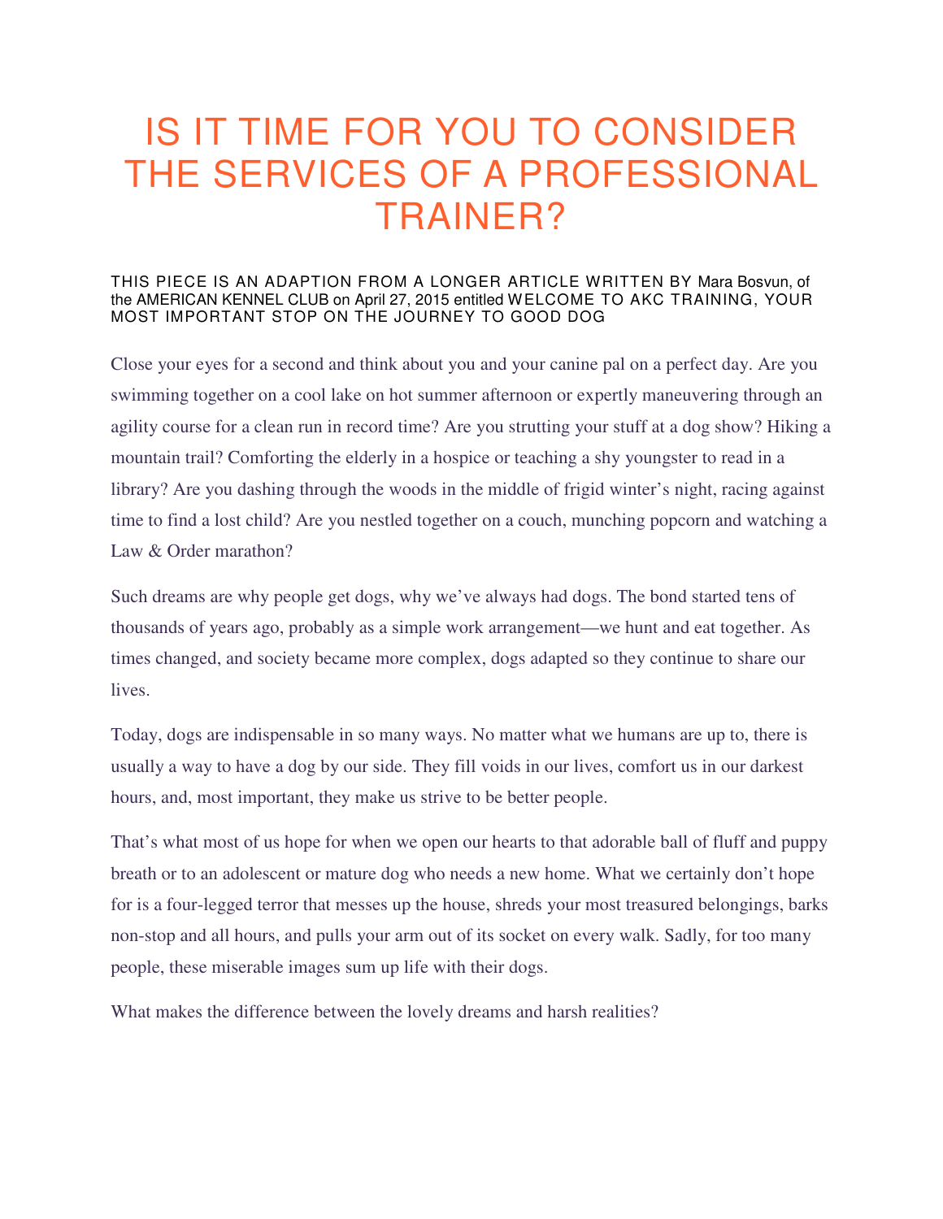# IS IT TIME FOR YOU TO CONSIDER THE SERVICES OF A PROFESSIONAL TRAINER?

THIS PIECE IS AN ADAPTION FROM A LONGER ARTICLE WRITTEN BY Mara Bosvun, of the AMERICAN KENNEL CLUB on April 27, 2015 entitled WELCOME TO AKC TRAINING, YOUR MOST IMPORTANT STOP ON THE JOURNEY TO GOOD DOG

Close your eyes for a second and think about you and your canine pal on a perfect day. Are you swimming together on a cool lake on hot summer afternoon or expertly maneuvering through an agility course for a clean run in record time? Are you strutting your stuff at a dog show? Hiking a mountain trail? Comforting the elderly in a hospice or teaching a shy youngster to read in a library? Are you dashing through the woods in the middle of frigid winter's night, racing against time to find a lost child? Are you nestled together on a couch, munching popcorn and watching a Law & Order marathon?

Such dreams are why people get dogs, why we've always had dogs. The bond started tens of thousands of years ago, probably as a simple work arrangement—we hunt and eat together. As times changed, and society became more complex, dogs adapted so they continue to share our lives.

Today, dogs are indispensable in so many ways. No matter what we humans are up to, there is usually a way to have a dog by our side. They fill voids in our lives, comfort us in our darkest hours, and, most important, they make us strive to be better people.

That's what most of us hope for when we open our hearts to that adorable ball of fluff and puppy breath or to an adolescent or mature dog who needs a new home. What we certainly don't hope for is a four-legged terror that messes up the house, shreds your most treasured belongings, barks non-stop and all hours, and pulls your arm out of its socket on every walk. Sadly, for too many people, these miserable images sum up life with their dogs.

What makes the difference between the lovely dreams and harsh realities?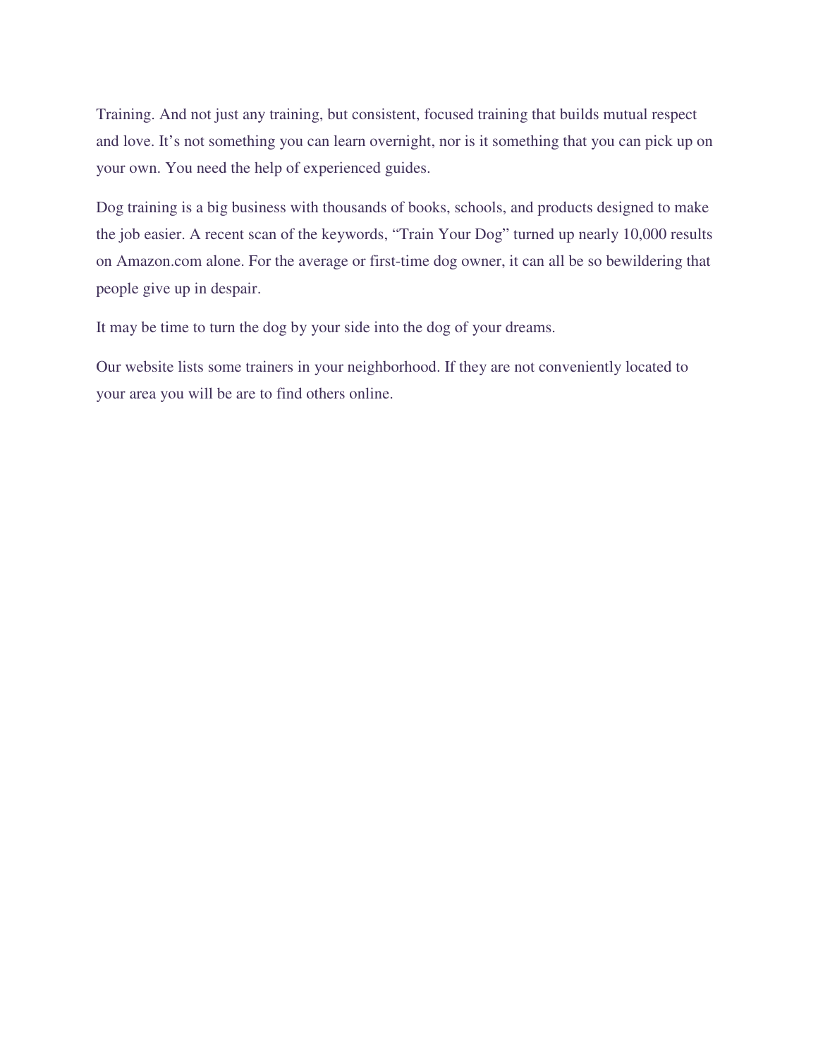Training. And not just any training, but consistent, focused training that builds mutual respect and love. It's not something you can learn overnight, nor is it something that you can pick up on your own. You need the help of experienced guides.

Dog training is a big business with thousands of books, schools, and products designed to make the job easier. A recent scan of the keywords, "Train Your Dog" turned up nearly 10,000 results on Amazon.com alone. For the average or first-time dog owner, it can all be so bewildering that people give up in despair.

It may be time to turn the dog by your side into the dog of your dreams.

Our website lists some trainers in your neighborhood. If they are not conveniently located to your area you will be are to find others online.